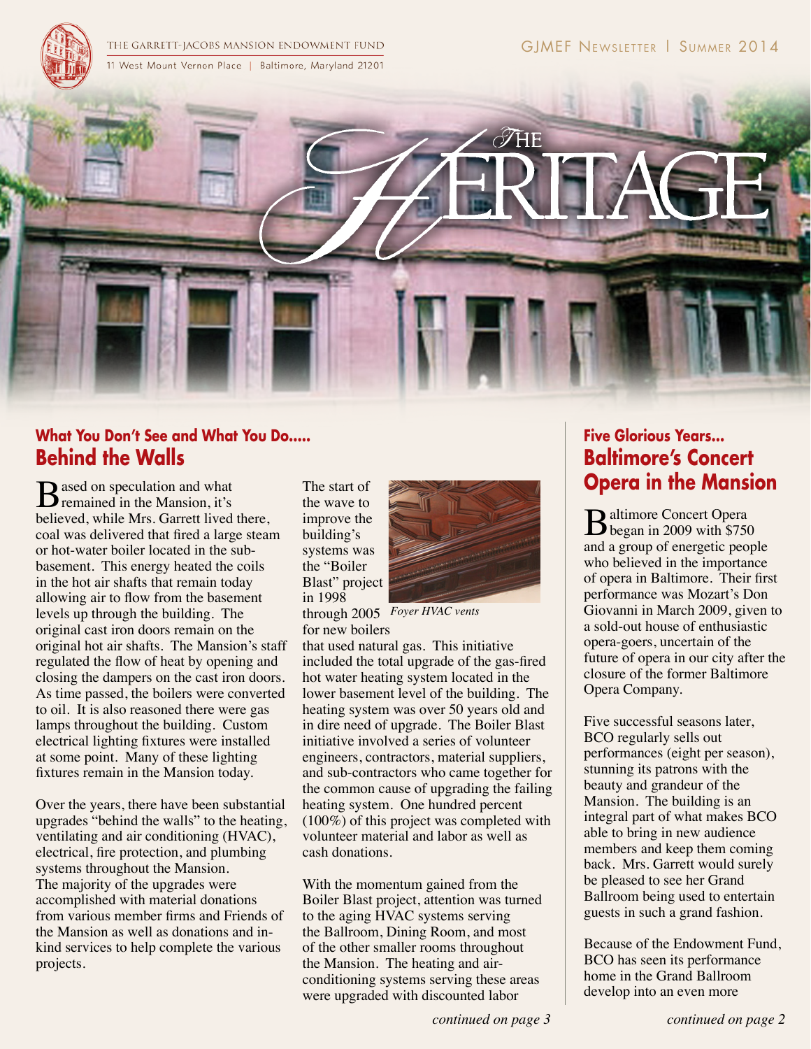THE GARRETT-JACOBS MANSION ENDOWMENT FUND
11 West Mount Vernon Place | Baltimore, Maryland 21201

GJMEF Newsletter | Summer 2014

# The Heritage

## What You Don't See and What You Do..... Behind the Walls

Based on speculation and what remained in the Mansion, it's believed, while Mrs. Garrett lived there, coal was delivered that fired a large steam or hot-water boiler located in the sub-basement. This energy heated the coils in the hot air shafts that remain today allowing air to flow from the basement levels up through the building. The original cast iron doors remain on the original hot air shafts. The Mansion's staff regulated the flow of heat by opening and closing the dampers on the cast iron doors. As time passed, the boilers were converted to oil. It is also reasoned there were gas lamps throughout the building. Custom electrical lighting fixtures were installed at some point. Many of these lighting fixtures remain in the Mansion today.

Over the years, there have been substantial upgrades "behind the walls" to the heating, ventilating and air conditioning (HVAC), electrical, fire protection, and plumbing systems throughout the Mansion. The majority of the upgrades were accomplished with material donations from various member firms and Friends of the Mansion as well as donations and in-kind services to help complete the various projects.

The start of the wave to improve the building's systems was the "Boiler Blast" project in 1998 through 2005 for new boilers that used natural gas. This initiative included the total upgrade of the gas-fired hot water heating system located in the lower basement level of the building. The heating system was over 50 years old and in dire need of upgrade. The Boiler Blast initiative involved a series of volunteer engineers, contractors, material suppliers, and sub-contractors who came together for the common cause of upgrading the failing heating system. One hundred percent (100%) of this project was completed with volunteer material and labor as well as cash donations.

*Foyer HVAC vents*

With the momentum gained from the Boiler Blast project, attention was turned to the aging HVAC systems serving the Ballroom, Dining Room, and most of the other smaller rooms throughout the Mansion. The heating and air-conditioning systems serving these areas were upgraded with discounted labor

*continued on page 3*

## Five Glorious Years... Baltimore's Concert Opera in the Mansion

Baltimore Concert Opera began in 2009 with $750 and a group of energetic people who believed in the importance of opera in Baltimore. Their first performance was Mozart's Don Giovanni in March 2009, given to a sold-out house of enthusiastic opera-goers, uncertain of the future of opera in our city after the closure of the former Baltimore Opera Company.

Five successful seasons later, BCO regularly sells out performances (eight per season), stunning its patrons with the beauty and grandeur of the Mansion. The building is an integral part of what makes BCO able to bring in new audience members and keep them coming back. Mrs. Garrett would surely be pleased to see her Grand Ballroom being used to entertain guests in such a grand fashion.

Because of the Endowment Fund, BCO has seen its performance home in the Grand Ballroom develop into an even more

*continued on page 2*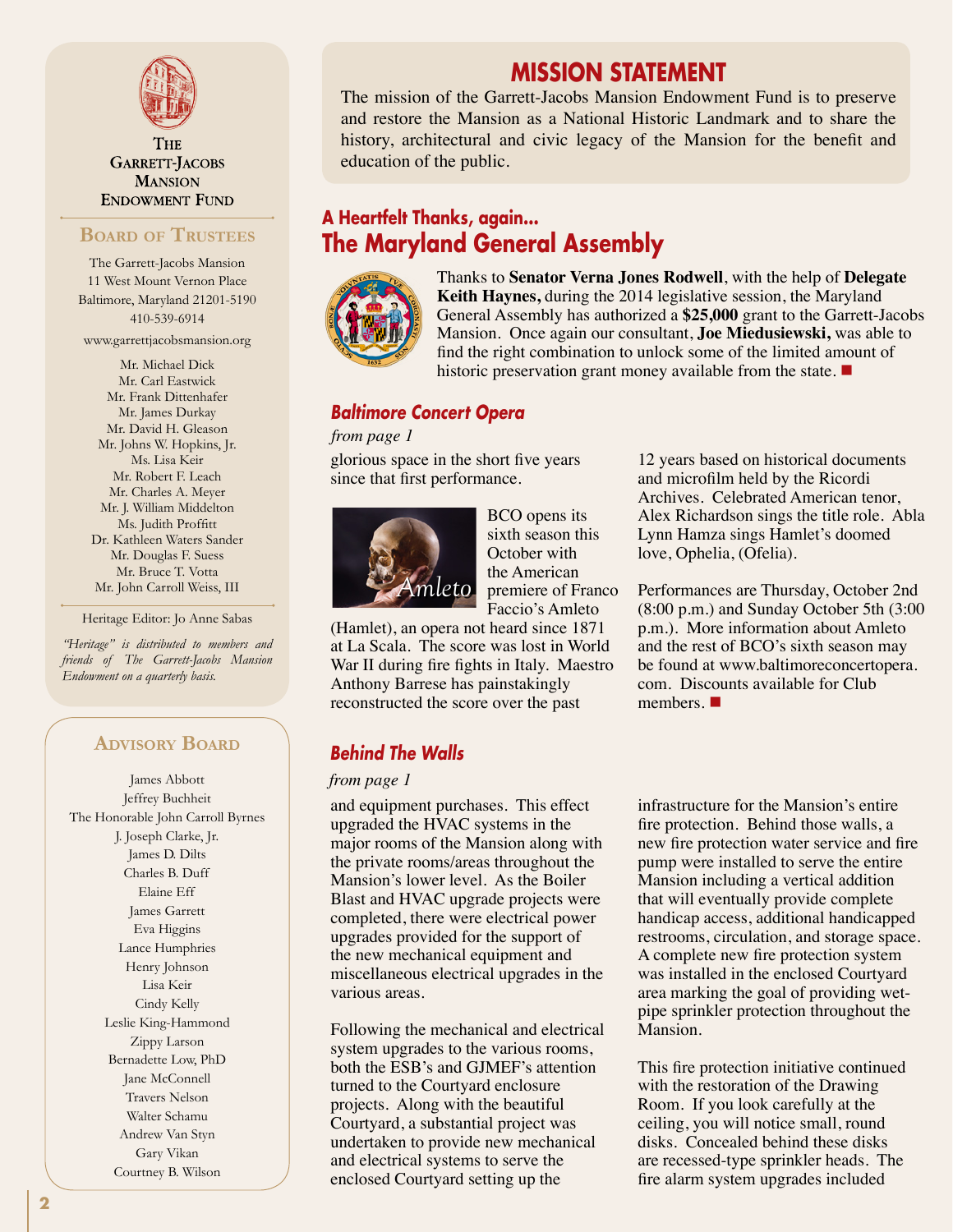The Garrett-Jacobs Mansion Endowment Fund

## Board of Trustees

The Garrett-Jacobs Mansion
11 West Mount Vernon Place
Baltimore, Maryland 21201-5190
410-539-6914

www.garrettjacobsmansion.org

Mr. Michael Dick
Mr. Carl Eastwick
Mr. Frank Dittenhafer
Mr. James Durkay
Mr. David H. Gleason
Mr. Johns W. Hopkins, Jr.
Ms. Lisa Keir
Mr. Robert F. Leach
Mr. Charles A. Meyer
Mr. J. William Middelton
Ms. Judith Proffitt
Dr. Kathleen Waters Sander
Mr. Douglas F. Suess
Mr. Bruce T. Votta
Mr. John Carroll Weiss, III

Heritage Editor: Jo Anne Sabas

*"Heritage" is distributed to members and friends of The Garrett-Jacobs Mansion Endowment on a quarterly basis.*

## Advisory Board

James Abbott
Jeffrey Buchheit
The Honorable John Carroll Byrnes
J. Joseph Clarke, Jr.
James D. Dilts
Charles B. Duff
Elaine Eff
James Garrett
Eva Higgins
Lance Humphries
Henry Johnson
Lisa Keir
Cindy Kelly
Leslie King-Hammond
Zippy Larson
Bernadette Low, PhD
Jane McConnell
Travers Nelson
Walter Schamu
Andrew Van Styn
Gary Vikan
Courtney B. Wilson

# MISSION STATEMENT

The mission of the Garrett-Jacobs Mansion Endowment Fund is to preserve and restore the Mansion as a National Historic Landmark and to share the history, architectural and civic legacy of the Mansion for the benefit and education of the public.

### A Heartfelt Thanks, again...

## The Maryland General Assembly

Thanks to **Senator Verna Jones Rodwell**, with the help of **Delegate Keith Haynes,** during the 2014 legislative session, the Maryland General Assembly has authorized a **$25,000** grant to the Garrett-Jacobs Mansion. Once again our consultant, **Joe Miedusiewski,** was able to find the right combination to unlock some of the limited amount of historic preservation grant money available from the state. ■

### *Baltimore Concert Opera*

*from page 1*

glorious space in the short five years since that first performance.

BCO opens its sixth season this October with the American premiere of Franco Faccio's Amleto (Hamlet), an opera not heard since 1871 at La Scala. The score was lost in World War II during fire fights in Italy. Maestro Anthony Barrese has painstakingly reconstructed the score over the past 12 years based on historical documents and microfilm held by the Ricordi Archives. Celebrated American tenor, Alex Richardson sings the title role. Abla Lynn Hamza sings Hamlet's doomed love, Ophelia, (Ofelia).

Performances are Thursday, October 2nd (8:00 p.m.) and Sunday October 5th (3:00 p.m.). More information about Amleto and the rest of BCO's sixth season may be found at www.baltimoreconcertopera.com. Discounts available for Club members. ■

### *Behind The Walls*

*from page 1*

and equipment purchases. This effect upgraded the HVAC systems in the major rooms of the Mansion along with the private rooms/areas throughout the Mansion's lower level. As the Boiler Blast and HVAC upgrade projects were completed, there were electrical power upgrades provided for the support of the new mechanical equipment and miscellaneous electrical upgrades in the various areas.

Following the mechanical and electrical system upgrades to the various rooms, both the ESB's and GJMEF's attention turned to the Courtyard enclosure projects. Along with the beautiful Courtyard, a substantial project was undertaken to provide new mechanical and electrical systems to serve the enclosed Courtyard setting up the infrastructure for the Mansion's entire fire protection. Behind those walls, a new fire protection water service and fire pump were installed to serve the entire Mansion including a vertical addition that will eventually provide complete handicap access, additional handicapped restrooms, circulation, and storage space. A complete new fire protection system was installed in the enclosed Courtyard area marking the goal of providing wet-pipe sprinkler protection throughout the Mansion.

This fire protection initiative continued with the restoration of the Drawing Room. If you look carefully at the ceiling, you will notice small, round disks. Concealed behind these disks are recessed-type sprinkler heads. The fire alarm system upgrades included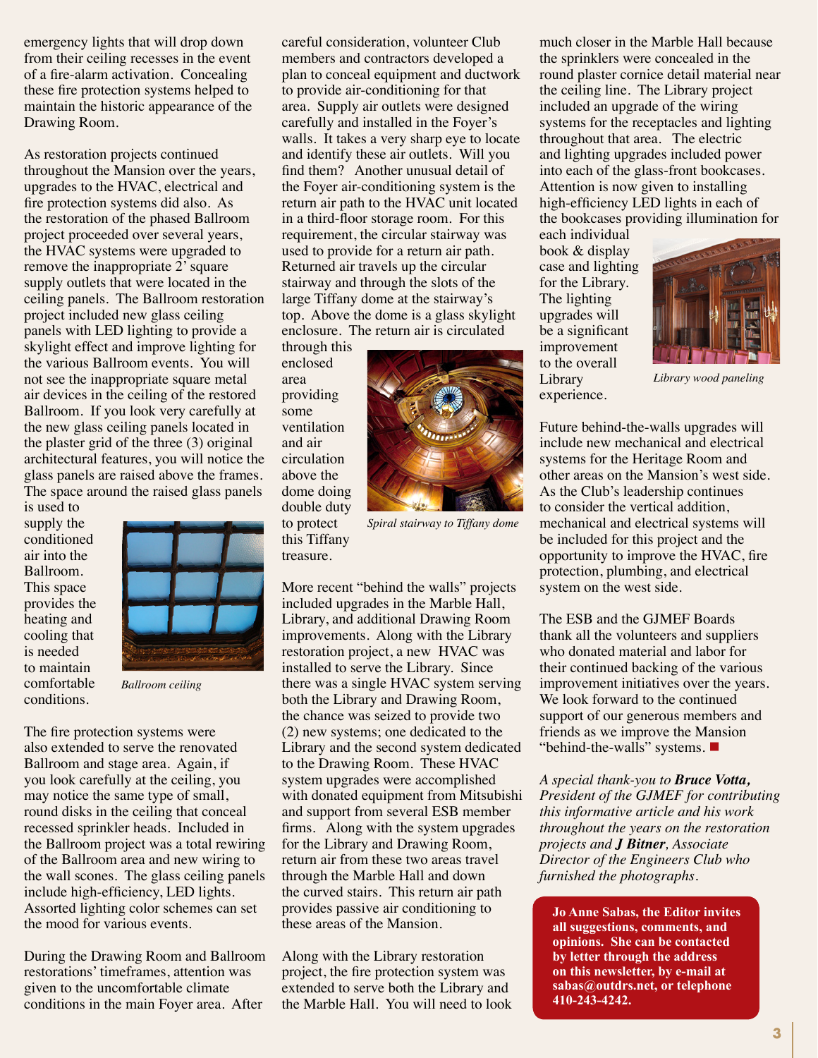emergency lights that will drop down from their ceiling recesses in the event of a fire-alarm activation. Concealing these fire protection systems helped to maintain the historic appearance of the Drawing Room.

As restoration projects continued throughout the Mansion over the years, upgrades to the HVAC, electrical and fire protection systems did also. As the restoration of the phased Ballroom project proceeded over several years, the HVAC systems were upgraded to remove the inappropriate 2' square supply outlets that were located in the ceiling panels. The Ballroom restoration project included new glass ceiling panels with LED lighting to provide a skylight effect and improve lighting for the various Ballroom events. You will not see the inappropriate square metal air devices in the ceiling of the restored Ballroom. If you look very carefully at the new glass ceiling panels located in the plaster grid of the three (3) original architectural features, you will notice the glass panels are raised above the frames. The space around the raised glass panels is used to supply the conditioned air into the Ballroom. This space provides the heating and cooling that is needed to maintain comfortable conditions.

*Ballroom ceiling*

The fire protection systems were also extended to serve the renovated Ballroom and stage area. Again, if you look carefully at the ceiling, you may notice the same type of small, round disks in the ceiling that conceal recessed sprinkler heads. Included in the Ballroom project was a total rewiring of the Ballroom area and new wiring to the wall scones. The glass ceiling panels include high-efficiency, LED lights. Assorted lighting color schemes can set the mood for various events.

During the Drawing Room and Ballroom restorations' timeframes, attention was given to the uncomfortable climate conditions in the main Foyer area. After careful consideration, volunteer Club members and contractors developed a plan to conceal equipment and ductwork to provide air-conditioning for that area. Supply air outlets were designed carefully and installed in the Foyer's walls. It takes a very sharp eye to locate and identify these air outlets. Will you find them? Another unusual detail of the Foyer air-conditioning system is the return air path to the HVAC unit located in a third-floor storage room. For this requirement, the circular stairway was used to provide for a return air path. Returned air travels up the circular stairway and through the slots of the large Tiffany dome at the stairway's top. Above the dome is a glass skylight enclosure. The return air is circulated through this enclosed area providing some ventilation and air circulation above the dome doing double duty to protect this Tiffany treasure.

*Spiral stairway to Tiffany dome*

More recent "behind the walls" projects included upgrades in the Marble Hall, Library, and additional Drawing Room improvements. Along with the Library restoration project, a new HVAC was installed to serve the Library. Since there was a single HVAC system serving both the Library and Drawing Room, the chance was seized to provide two (2) new systems; one dedicated to the Library and the second system dedicated to the Drawing Room. These HVAC system upgrades were accomplished with donated equipment from Mitsubishi and support from several ESB member firms. Along with the system upgrades for the Library and Drawing Room, return air from these two areas travel through the Marble Hall and down the curved stairs. This return air path provides passive air conditioning to these areas of the Mansion.

Along with the Library restoration project, the fire protection system was extended to serve both the Library and the Marble Hall. You will need to look much closer in the Marble Hall because the sprinklers were concealed in the round plaster cornice detail material near the ceiling line. The Library project included an upgrade of the wiring systems for the receptacles and lighting throughout that area. The electric and lighting upgrades included power into each of the glass-front bookcases. Attention is now given to installing high-efficiency LED lights in each of the bookcases providing illumination for each individual book & display case and lighting for the Library. The lighting upgrades will be a significant improvement to the overall Library experience.

*Library wood paneling*

Future behind-the-walls upgrades will include new mechanical and electrical systems for the Heritage Room and other areas on the Mansion's west side. As the Club's leadership continues to consider the vertical addition, mechanical and electrical systems will be included for this project and the opportunity to improve the HVAC, fire protection, plumbing, and electrical system on the west side.

The ESB and the GJMEF Boards thank all the volunteers and suppliers who donated material and labor for their continued backing of the various improvement initiatives over the years. We look forward to the continued support of our generous members and friends as we improve the Mansion "behind-the-walls" systems. ■

*A special thank-you to* ***Bruce Votta,*** *President of the GJMEF for contributing this informative article and his work throughout the years on the restoration projects and* ***J Bitner****, Associate Director of the Engineers Club who furnished the photographs.*

**Jo Anne Sabas, the Editor invites all suggestions, comments, and opinions. She can be contacted by letter through the address on this newsletter, by e-mail at sabas@outdrs.net, or telephone 410-243-4242.**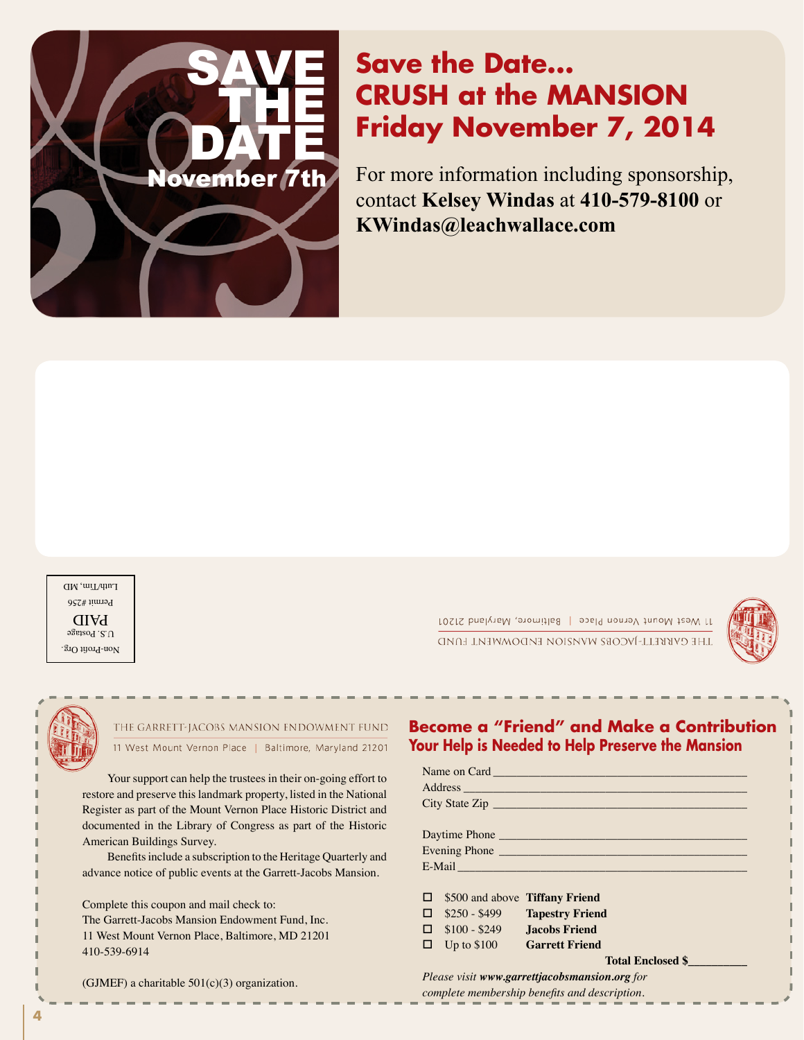SAVE THE DATE

November 7th

## Save the Date...
## CRUSH at the MANSION
## Friday November 7, 2014

For more information including sponsorship, contact **Kelsey Windas** at **410-579-8100** or **KWindas@leachwallace.com**

Non-Profit Org.
U.S. Postage
PAID
Permit #256
Luth/Tim, MD

THE GARRETT-JACOBS MANSION ENDOWMENT FUND
11 West Mount Vernon Place | Baltimore, Maryland 21201

---

THE GARRETT-JACOBS MANSION ENDOWMENT FUND
11 West Mount Vernon Place | Baltimore, Maryland 21201

Your support can help the trustees in their on-going effort to restore and preserve this landmark property, listed in the National Register as part of the Mount Vernon Place Historic District and documented in the Library of Congress as part of the Historic American Buildings Survey.

Benefits include a subscription to the Heritage Quarterly and advance notice of public events at the Garrett-Jacobs Mansion.

Complete this coupon and mail check to:
The Garrett-Jacobs Mansion Endowment Fund, Inc.
11 West Mount Vernon Place, Baltimore, MD 21201
410-539-6914

(GJMEF) a charitable 501(c)(3) organization.

## Become a "Friend" and Make a Contribution
### Your Help is Needed to Help Preserve the Mansion

Name on Card ______________________________
Address ______________________________
City State Zip ______________________________

Daytime Phone ______________________________
Evening Phone ______________________________
E-Mail ______________________________

- ☐ $500 and above **Tiffany Friend**
- ☐ $250 - $499 **Tapestry Friend**
- ☐ $100 - $249 **Jacobs Friend**
- ☐ Up to $100 **Garrett Friend**

**Total Enclosed $_________**

*Please visit **www.garrettjacobsmansion.org** for complete membership benefits and description.*